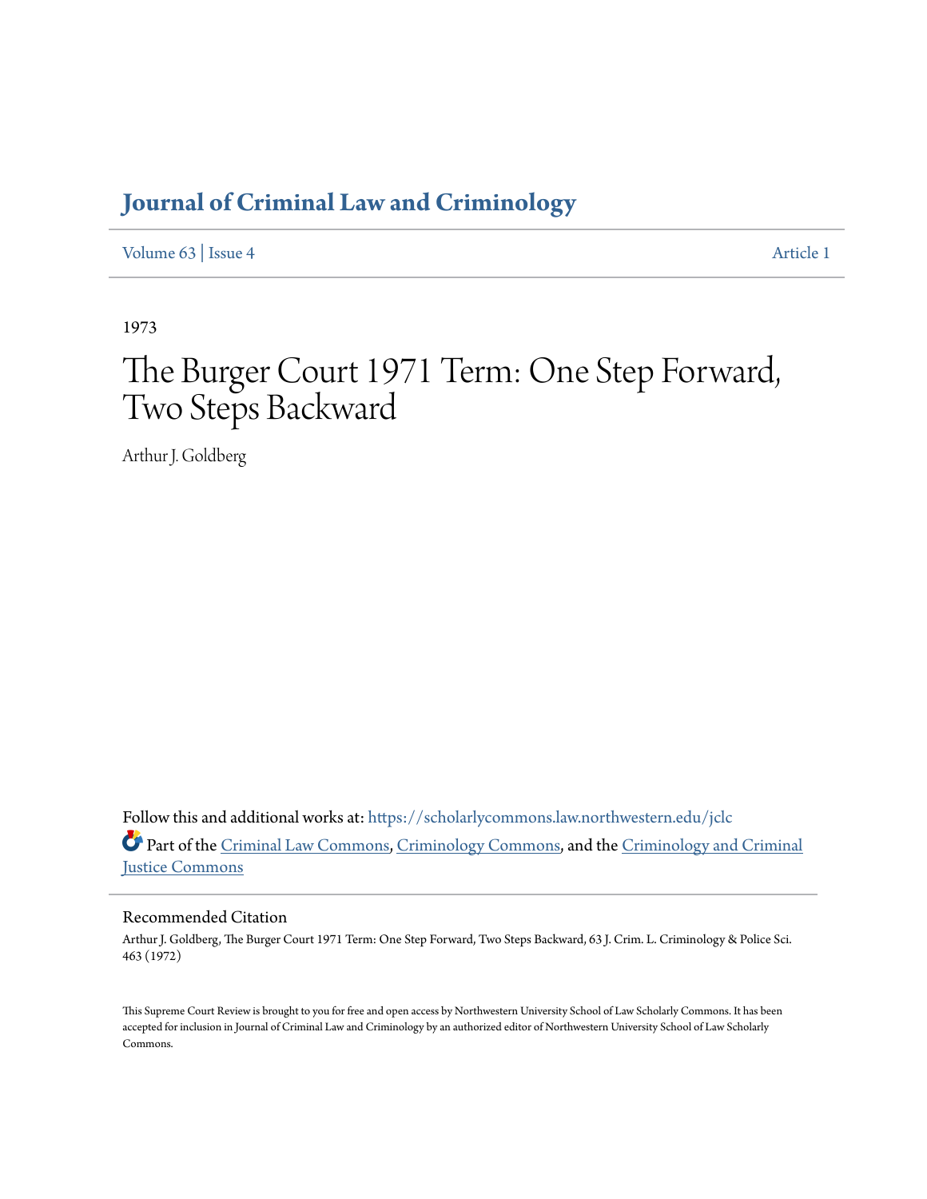# Journal of Criminal Law and Criminology

Volume 63 | Issue 4 Article 1

1973

# The Burger Court 1971 Term: One Step Forward, Two Steps Backward

Arthur J. Goldberg

Follow this and additional works at: https://scholarlycommons.law.northwestern.edu/jclc

Part of the Criminal Law Commons, Criminology Commons, and the Criminology and Criminal Justice Commons

## Recommended Citation

Arthur J. Goldberg, The Burger Court 1971 Term: One Step Forward, Two Steps Backward, 63 J. Crim. L. Criminology & Police Sci. 463 (1972)

This Supreme Court Review is brought to you for free and open access by Northwestern University School of Law Scholarly Commons. It has been accepted for inclusion in Journal of Criminal Law and Criminology by an authorized editor of Northwestern University School of Law Scholarly Commons.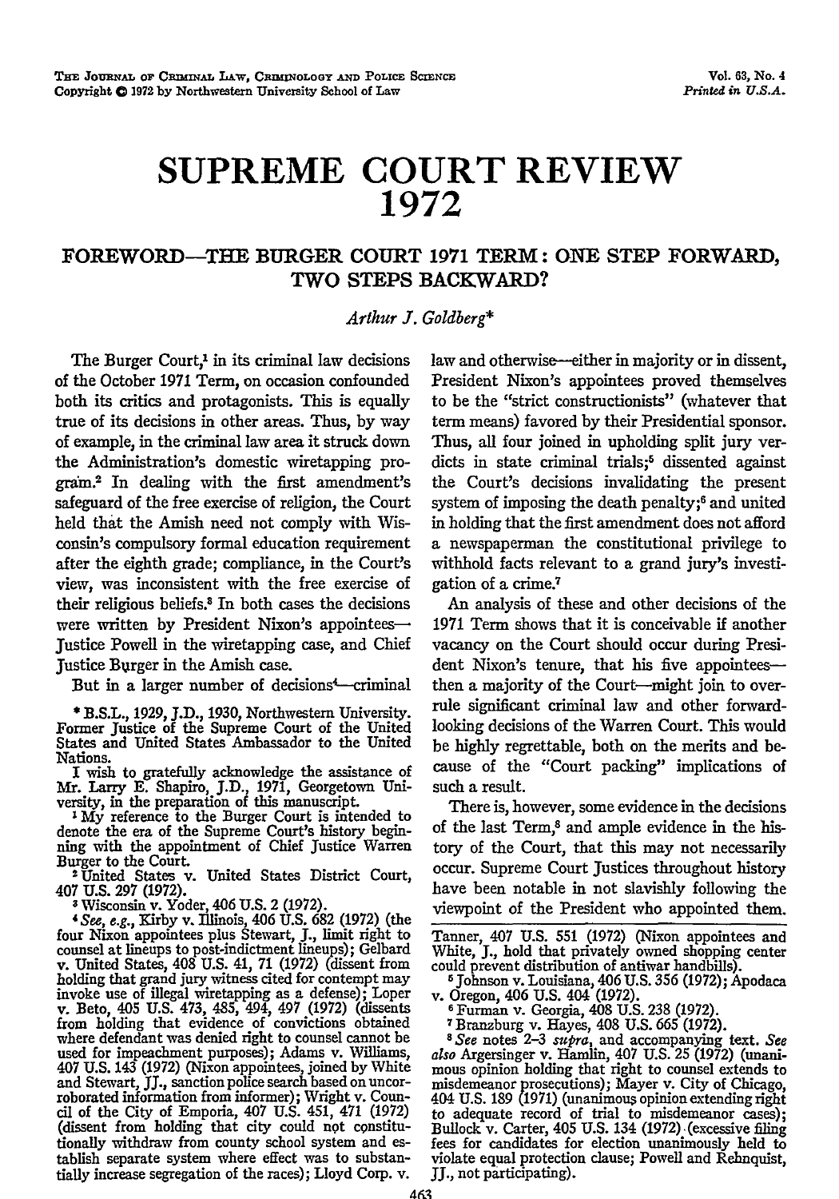# SUPREME COURT REVIEW 1972

## FOREWORD—THE BURGER COURT 1971 TERM: ONE STEP FORWARD, TWO STEPS BACKWARD?

*Arthur J. Goldberg**

The Burger Court,[1] in its criminal law decisions of the October 1971 Term, on occasion confounded both its critics and protagonists. This is equally true of its decisions in other areas. Thus, by way of example, in the criminal law area it struck down the Administration's domestic wiretapping program.[2] In dealing with the first amendment's safeguard of the free exercise of religion, the Court held that the Amish need not comply with Wisconsin's compulsory formal education requirement after the eighth grade; compliance, in the Court's view, was inconsistent with the free exercise of their religious beliefs.[3] In both cases the decisions were written by President Nixon's appointees—Justice Powell in the wiretapping case, and Chief Justice Burger in the Amish case.

But in a larger number of decisions[4]—criminal law and otherwise—either in majority or in dissent, President Nixon's appointees proved themselves to be the "strict constructionists" (whatever that term means) favored by their Presidential sponsor. Thus, all four joined in upholding split jury verdicts in state criminal trials;[5] dissented against the Court's decisions invalidating the present system of imposing the death penalty;[6] and united in holding that the first amendment does not afford a newspaperman the constitutional privilege to withhold facts relevant to a grand jury's investigation of a crime.[7]

An analysis of these and other decisions of the 1971 Term shows that it is conceivable if another vacancy on the Court should occur during President Nixon's tenure, that his five appointees—then a majority of the Court—might join to overrule significant criminal law and other forward-looking decisions of the Warren Court. This would be highly regrettable, both on the merits and because of the "Court packing" implications of such a result.

There is, however, some evidence in the decisions of the last Term,[8] and ample evidence in the history of the Court, that this may not necessarily occur. Supreme Court Justices throughout history have been notable in not slavishly following the viewpoint of the President who appointed them.

---

\* B.S.L., 1929, J.D., 1930, Northwestern University. Former Justice of the Supreme Court of the United States and United States Ambassador to the United Nations.

I wish to gratefully acknowledge the assistance of Mr. Larry E. Shapiro, J.D., 1971, Georgetown University, in the preparation of this manuscript.

[1] My reference to the Burger Court is intended to denote the era of the Supreme Court's history beginning with the appointment of Chief Justice Warren Burger to the Court.

[2] United States v. United States District Court, 407 U.S. 297 (1972).

[3] Wisconsin v. Yoder, 406 U.S. 2 (1972).

[4] *See, e.g.*, Kirby v. Illinois, 406 U.S. 682 (1972) (the four Nixon appointees plus Stewart, J., limit right to counsel at lineups to post-indictment lineups); Gelbard v. United States, 408 U.S. 41, 71 (1972) (dissent from holding that grand jury witness cited for contempt may invoke use of illegal wiretapping as a defense); Loper v. Beto, 405 U.S. 473, 485, 494, 497 (1972) (dissents from holding that evidence of convictions obtained where defendant was denied right to counsel cannot be used for impeachment purposes); Adams v. Williams, 407 U.S. 143 (1972) (Nixon appointees, joined by White and Stewart, JJ., sanction police search based on uncorroborated information from informer); Wright v. Council of the City of Emporia, 407 U.S. 451, 471 (1972) (dissent from holding that city could not constitutionally withdraw from county school system and establish separate system where effect was to substantially increase segregation of the races); Lloyd Corp. v. Tanner, 407 U.S. 551 (1972) (Nixon appointees and White, J., hold that privately owned shopping center could prevent distribution of antiwar handbills).

[5] Johnson v. Louisiana, 406 U.S. 356 (1972); Apodaca v. Oregon, 406 U.S. 404 (1972).

[6] Furman v. Georgia, 408 U.S. 238 (1972).

[7] Branzburg v. Hayes, 408 U.S. 665 (1972).

[8] *See* notes 2–3 *supra*, and accompanying text. *See also* Argersinger v. Hamlin, 407 U.S. 25 (1972) (unanimous opinion holding that right to counsel extends to misdemeanor prosecutions); Mayer v. City of Chicago, 404 U.S. 189 (1971) (unanimous opinion extending right to adequate record of trial to misdemeanor cases); Bullock v. Carter, 405 U.S. 134 (1972) (excessive filing fees for candidates for election unanimously held to violate equal protection clause; Powell and Rehnquist, JJ., not participating).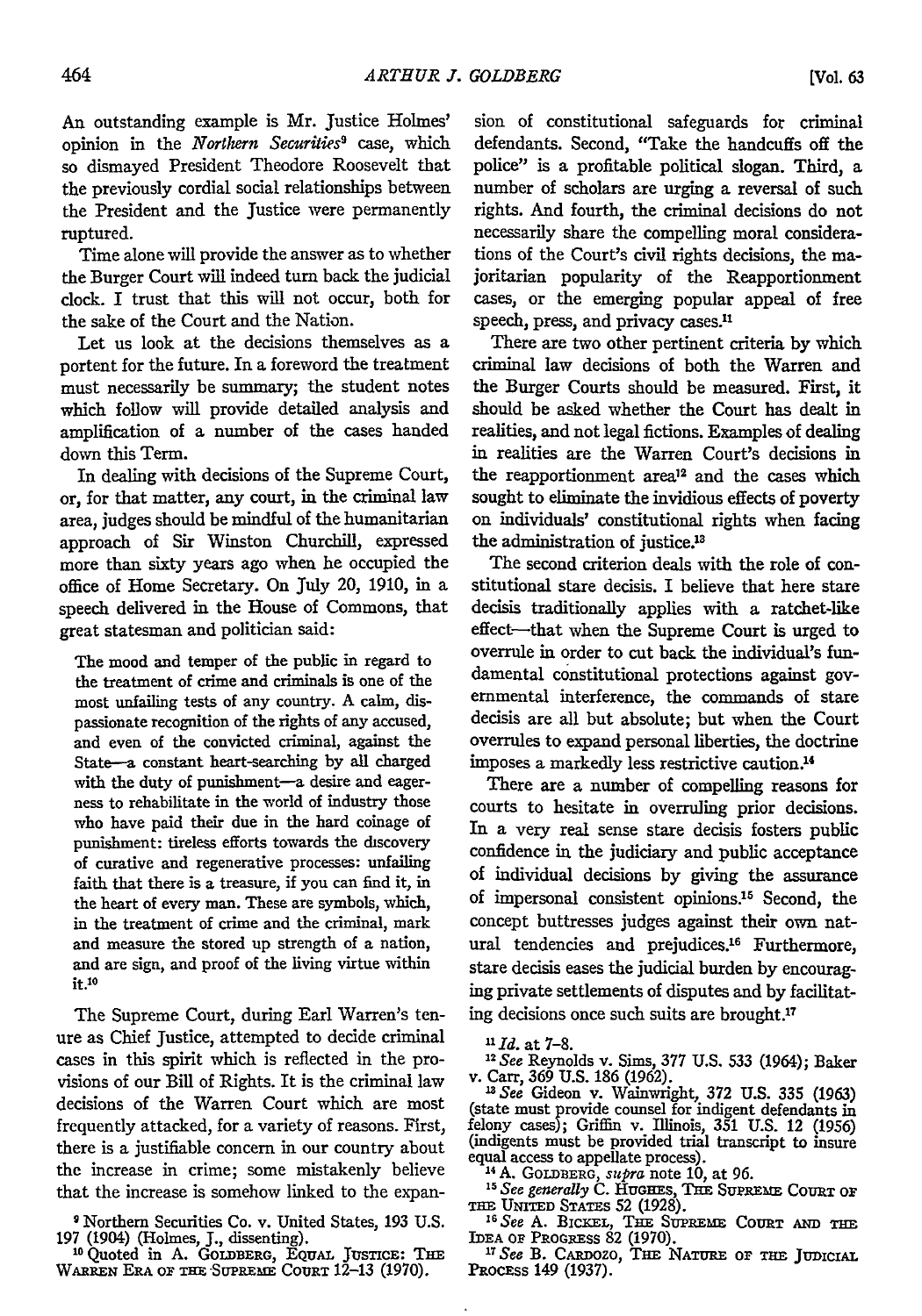An outstanding example is Mr. Justice Holmes' opinion in the *Northern Securities*[9] case, which so dismayed President Theodore Roosevelt that the previously cordial social relationships between the President and the Justice were permanently ruptured.

Time alone will provide the answer as to whether the Burger Court will indeed turn back the judicial clock. I trust that this will not occur, both for the sake of the Court and the Nation.

Let us look at the decisions themselves as a portent for the future. In a foreword the treatment must necessarily be summary; the student notes which follow will provide detailed analysis and amplification of a number of the cases handed down this Term.

In dealing with decisions of the Supreme Court, or, for that matter, any court, in the criminal law area, judges should be mindful of the humanitarian approach of Sir Winston Churchill, expressed more than sixty years ago when he occupied the office of Home Secretary. On July 20, 1910, in a speech delivered in the House of Commons, that great statesman and politician said:

> The mood and temper of the public in regard to the treatment of crime and criminals is one of the most unfailing tests of any country. A calm, dispassionate recognition of the rights of any accused, and even of the convicted criminal, against the State—a constant heart-searching by all charged with the duty of punishment—a desire and eagerness to rehabilitate in the world of industry those who have paid their due in the hard coinage of punishment: tireless efforts towards the discovery of curative and regenerative processes: unfailing faith that there is a treasure, if you can find it, in the heart of every man. These are symbols, which, in the treatment of crime and the criminal, mark and measure the stored up strength of a nation, and are sign, and proof of the living virtue within it.[10]

The Supreme Court, during Earl Warren's tenure as Chief Justice, attempted to decide criminal cases in this spirit which is reflected in the provisions of our Bill of Rights. It is the criminal law decisions of the Warren Court which are most frequently attacked, for a variety of reasons. First, there is a justifiable concern in our country about the increase in crime; some mistakenly believe that the increase is somehow linked to the expansion of constitutional safeguards for criminal defendants. Second, "Take the handcuffs off the police" is a profitable political slogan. Third, a number of scholars are urging a reversal of such rights. And fourth, the criminal decisions do not necessarily share the compelling moral considerations of the Court's civil rights decisions, the majoritarian popularity of the Reapportionment cases, or the emerging popular appeal of free speech, press, and privacy cases.[11]

There are two other pertinent criteria by which criminal law decisions of both the Warren and the Burger Courts should be measured. First, it should be asked whether the Court has dealt in realities, and not legal fictions. Examples of dealing in realities are the Warren Court's decisions in the reapportionment area[12] and the cases which sought to eliminate the invidious effects of poverty on individuals' constitutional rights when facing the administration of justice.[13]

The second criterion deals with the role of constitutional stare decisis. I believe that here stare decisis traditionally applies with a ratchet-like effect—that when the Supreme Court is urged to overrule in order to cut back the individual's fundamental constitutional protections against governmental interference, the commands of stare decisis are all but absolute; but when the Court overrules to expand personal liberties, the doctrine imposes a markedly less restrictive caution.[14]

There are a number of compelling reasons for courts to hesitate in overruling prior decisions. In a very real sense stare decisis fosters public confidence in the judiciary and public acceptance of individual decisions by giving the assurance of impersonal consistent opinions.[15] Second, the concept buttresses judges against their own natural tendencies and prejudices.[16] Furthermore, stare decisis eases the judicial burden by encouraging private settlements of disputes and by facilitating decisions once such suits are brought.[17]

---

[9] Northern Securities Co. v. United States, 193 U.S. 197 (1904) (Holmes, J., dissenting).

[10] Quoted in A. Goldberg, Equal Justice: The Warren Era of the Supreme Court 12–13 (1970).

[11] *Id.* at 7–8.

[12] *See* Reynolds v. Sims, 377 U.S. 533 (1964); Baker v. Carr, 369 U.S. 186 (1962).

[13] *See* Gideon v. Wainwright, 372 U.S. 335 (1963) (state must provide counsel for indigent defendants in felony cases); Griffin v. Illinois, 351 U.S. 12 (1956) (indigents must be provided trial transcript to insure equal access to appellate process).

[14] A. Goldberg, *supra* note 10, at 96.

[15] *See generally* C. Hughes, The Supreme Court of the United States 52 (1928).

[16] *See* A. Bickel, The Supreme Court and the Idea of Progress 82 (1970).

[17] *See* B. Cardozo, The Nature of the Judicial Process 149 (1937).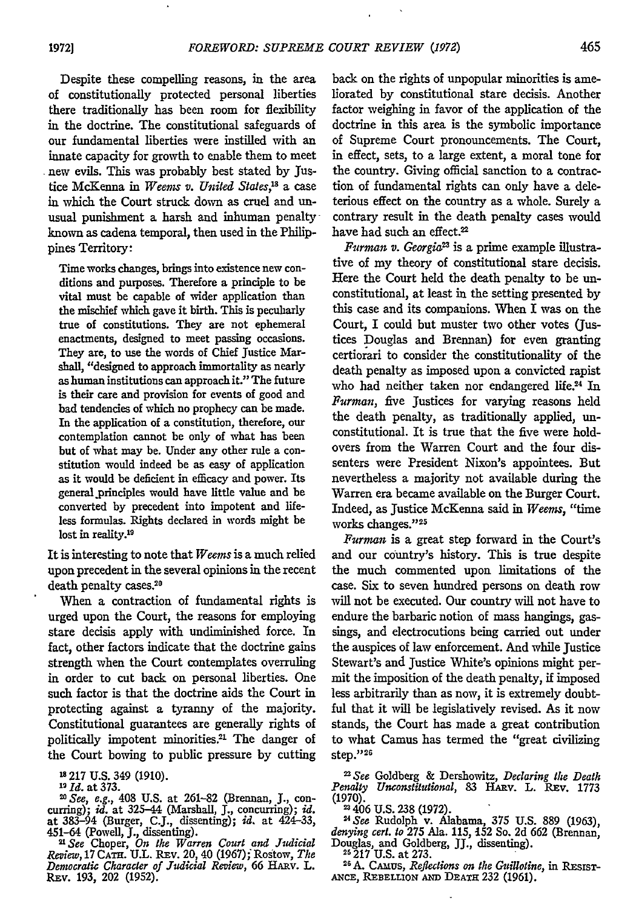Despite these compelling reasons, in the area of constitutionally protected personal liberties there traditionally has been room for flexibility in the doctrine. The constitutional safeguards of our fundamental liberties were instilled with an innate capacity for growth to enable them to meet new evils. This was probably best stated by Justice McKenna in *Weems v. United States*,[18] a case in which the Court struck down as cruel and unusual punishment a harsh and inhuman penalty known as cadena temporal, then used in the Philippines Territory:

> Time works changes, brings into existence new conditions and purposes. Therefore a principle to be vital must be capable of wider application than the mischief which gave it birth. This is peculiarly true of constitutions. They are not ephemeral enactments, designed to meet passing occasions. They are, to use the words of Chief Justice Marshall, "designed to approach immortality as nearly as human institutions can approach it." The future is their care and provision for events of good and bad tendencies of which no prophecy can be made. In the application of a constitution, therefore, our contemplation cannot be only of what has been but of what may be. Under any other rule a constitution would indeed be as easy of application as it would be deficient in efficacy and power. Its general principles would have little value and be converted by precedent into impotent and lifeless formulas. Rights declared in words might be lost in reality.[19]

It is interesting to note that *Weems* is a much relied upon precedent in the several opinions in the recent death penalty cases.[20]

When a contraction of fundamental rights is urged upon the Court, the reasons for employing stare decisis apply with undiminished force. In fact, other factors indicate that the doctrine gains strength when the Court contemplates overruling in order to cut back on personal liberties. One such factor is that the doctrine aids the Court in protecting against a tyranny of the majority. Constitutional guarantees are generally rights of politically impotent minorities.[21] The danger of the Court bowing to public pressure by cutting back on the rights of unpopular minorities is ameliorated by constitutional stare decisis. Another factor weighing in favor of the application of the doctrine in this area is the symbolic importance of Supreme Court pronouncements. The Court, in effect, sets, to a large extent, a moral tone for the country. Giving official sanction to a contraction of fundamental rights can only have a deleterious effect on the country as a whole. Surely a contrary result in the death penalty cases would have had such an effect.[22]

*Furman v. Georgia*[23] is a prime example illustrative of my theory of constitutional stare decisis. Here the Court held the death penalty to be unconstitutional, at least in the setting presented by this case and its companions. When I was on the Court, I could but muster two other votes (Justices Douglas and Brennan) for even granting certiorari to consider the constitutionality of the death penalty as imposed upon a convicted rapist who had neither taken nor endangered life.[24] In *Furman*, five Justices for varying reasons held the death penalty, as traditionally applied, unconstitutional. It is true that the five were holdovers from the Warren Court and the four dissenters were President Nixon's appointees. But nevertheless a majority not available during the Warren era became available on the Burger Court. Indeed, as Justice McKenna said in *Weems*, "time works changes."[25]

*Furman* is a great step forward in the Court's and our country's history. This is true despite the much commented upon limitations of the case. Six to seven hundred persons on death row will not be executed. Our country will not have to endure the barbaric notion of mass hangings, gassings, and electrocutions being carried out under the auspices of law enforcement. And while Justice Stewart's and Justice White's opinions might permit the imposition of the death penalty, if imposed less arbitrarily than as now, it is extremely doubtful that it will be legislatively revised. As it now stands, the Court has made a great contribution to what Camus has termed the "great civilizing step."[26]

---

[18] 217 U.S. 349 (1910).

[19] *Id.* at 373.

[20] *See, e.g.*, 408 U.S. at 261–82 (Brennan, J., concurring); *id.* at 325–44 (Marshall, J., concurring); *id.* at 383–94 (Burger, C.J., dissenting); *id.* at 424–33, 451–64 (Powell, J., dissenting).

[21] *See* Choper, *On the Warren Court and Judicial Review*, 17 CATH. U.L. REV. 20, 40 (1967); Rostow, *The Democratic Character of Judicial Review*, 66 HARV. L. REV. 193, 202 (1952).

[22] *See* Goldberg & Dershowitz, *Declaring the Death Penalty Unconstitutional*, 83 HARV. L. REV. 1773 (1970).

[23] 406 U.S. 238 (1972).

[24] *See* Rudolph v. Alabama, 375 U.S. 889 (1963), *denying cert. to* 275 Ala. 115, 152 So. 2d 662 (Brennan, Douglas, and Goldberg, JJ., dissenting).

[25] 217 U.S. at 273.

[26] A. CAMUS, *Reflections on the Guillotine*, in RESISTANCE, REBELLION AND DEATH 232 (1961).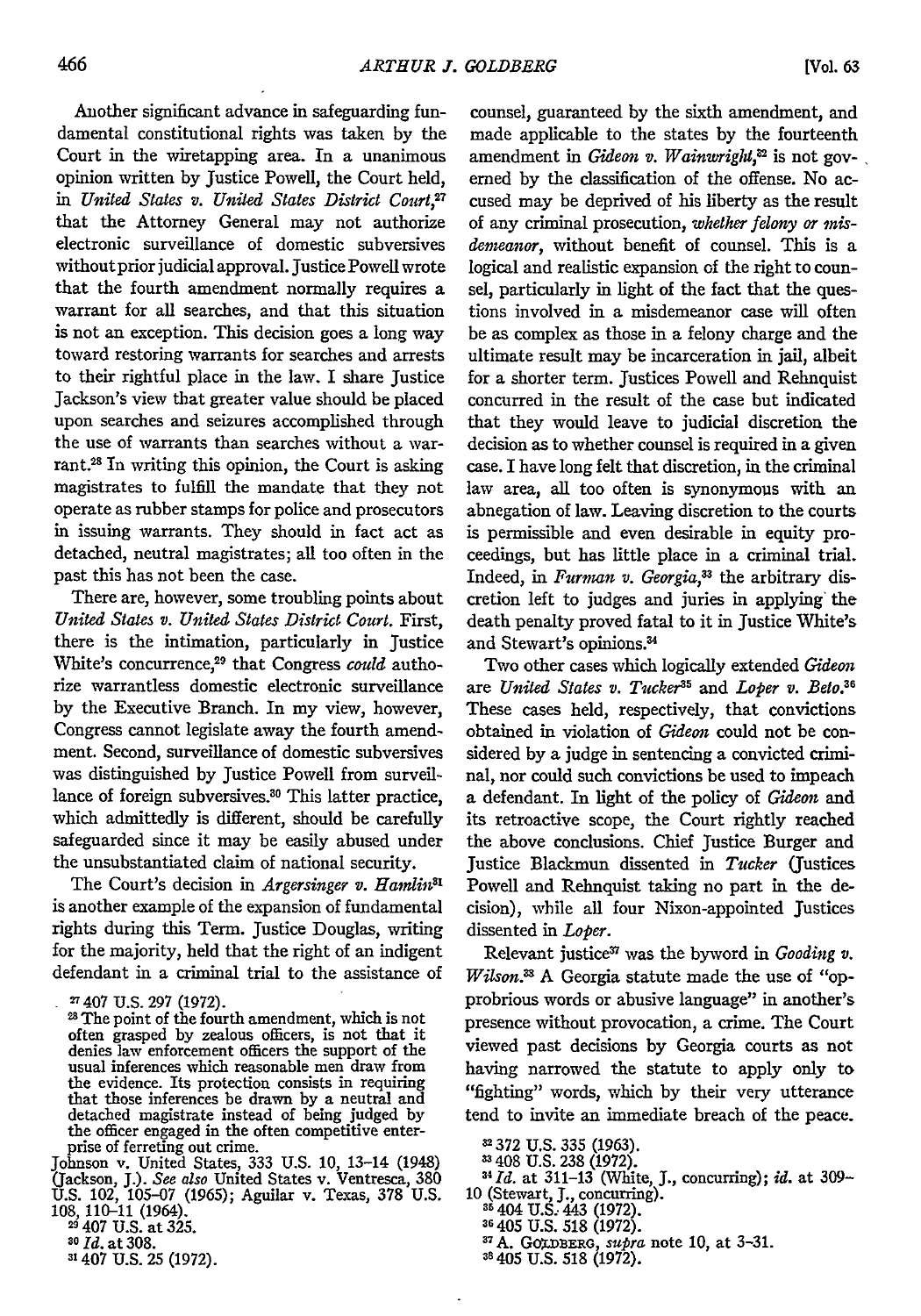Another significant advance in safeguarding fundamental constitutional rights was taken by the Court in the wiretapping area. In a unanimous opinion written by Justice Powell, the Court held, in *United States v. United States District Court*,[27] that the Attorney General may not authorize electronic surveillance of domestic subversives without prior judicial approval. Justice Powell wrote that the fourth amendment normally requires a warrant for all searches, and that this situation is not an exception. This decision goes a long way toward restoring warrants for searches and arrests to their rightful place in the law. I share Justice Jackson's view that greater value should be placed upon searches and seizures accomplished through the use of warrants than searches without a warrant.[28] In writing this opinion, the Court is asking magistrates to fulfill the mandate that they not operate as rubber stamps for police and prosecutors in issuing warrants. They should in fact act as detached, neutral magistrates; all too often in the past this has not been the case.

There are, however, some troubling points about *United States v. United States District Court*. First, there is the intimation, particularly in Justice White's concurrence,[29] that Congress *could* authorize warrantless domestic electronic surveillance by the Executive Branch. In my view, however, Congress cannot legislate away the fourth amendment. Second, surveillance of domestic subversives was distinguished by Justice Powell from surveillance of foreign subversives.[30] This latter practice, which admittedly is different, should be carefully safeguarded since it may be easily abused under the unsubstantiated claim of national security.

The Court's decision in *Argersinger v. Hamlin*[31] is another example of the expansion of fundamental rights during this Term. Justice Douglas, writing for the majority, held that the right of an indigent defendant in a criminal trial to the assistance of counsel, guaranteed by the sixth amendment, and made applicable to the states by the fourteenth amendment in *Gideon v. Wainwright*,[32] is not governed by the classification of the offense. No accused may be deprived of his liberty as the result of any criminal prosecution, *whether felony or misdemeanor*, without benefit of counsel. This is a logical and realistic expansion of the right to counsel, particularly in light of the fact that the questions involved in a misdemeanor case will often be as complex as those in a felony charge and the ultimate result may be incarceration in jail, albeit for a shorter term. Justices Powell and Rehnquist concurred in the result of the case but indicated that they would leave to judicial discretion the decision as to whether counsel is required in a given case. I have long felt that discretion, in the criminal law area, all too often is synonymous with an abnegation of law. Leaving discretion to the courts is permissible and even desirable in equity proceedings, but has little place in a criminal trial. Indeed, in *Furman v. Georgia*,[33] the arbitrary discretion left to judges and juries in applying the death penalty proved fatal to it in Justice White's and Stewart's opinions.[34]

Two other cases which logically extended *Gideon* are *United States v. Tucker*[35] and *Loper v. Beto*.[36] These cases held, respectively, that convictions obtained in violation of *Gideon* could not be considered by a judge in sentencing a convicted criminal, nor could such convictions be used to impeach a defendant. In light of the policy of *Gideon* and its retroactive scope, the Court rightly reached the above conclusions. Chief Justice Burger and Justice Blackmun dissented in *Tucker* (Justices Powell and Rehnquist taking no part in the decision), while all four Nixon-appointed Justices dissented in *Loper*.

Relevant justice[37] was the byword in *Gooding v. Wilson*.[38] A Georgia statute made the use of "opprobrious words or abusive language" in another's presence without provocation, a crime. The Court viewed past decisions by Georgia courts as not having narrowed the statute to apply only to "fighting" words, which by their very utterance tend to invite an immediate breach of the peace.

---

[27] 407 U.S. 297 (1972).

[28] The point of the fourth amendment, which is not often grasped by zealous officers, is not that it denies law enforcement officers the support of the usual inferences which reasonable men draw from the evidence. Its protection consists in requiring that those inferences be drawn by a neutral and detached magistrate instead of being judged by the officer engaged in the often competitive enterprise of ferreting out crime.
Johnson v. United States, 333 U.S. 10, 13–14 (1948) (Jackson, J.). *See also* United States v. Ventresca, 380 U.S. 102, 105–07 (1965); Aguilar v. Texas, 378 U.S. 108, 110–11 (1964).

[29] 407 U.S. at 325.

[30] *Id.* at 308.

[31] 407 U.S. 25 (1972).

[32] 372 U.S. 335 (1963).

[33] 408 U.S. 238 (1972).

[34] *Id.* at 311–13 (White, J., concurring); *id.* at 309–10 (Stewart, J., concurring).

[35] 404 U.S. 443 (1972).

[36] 405 U.S. 518 (1972).

[37] A. GOLDBERG, *supra* note 10, at 3–31.

[38] 405 U.S. 518 (1972).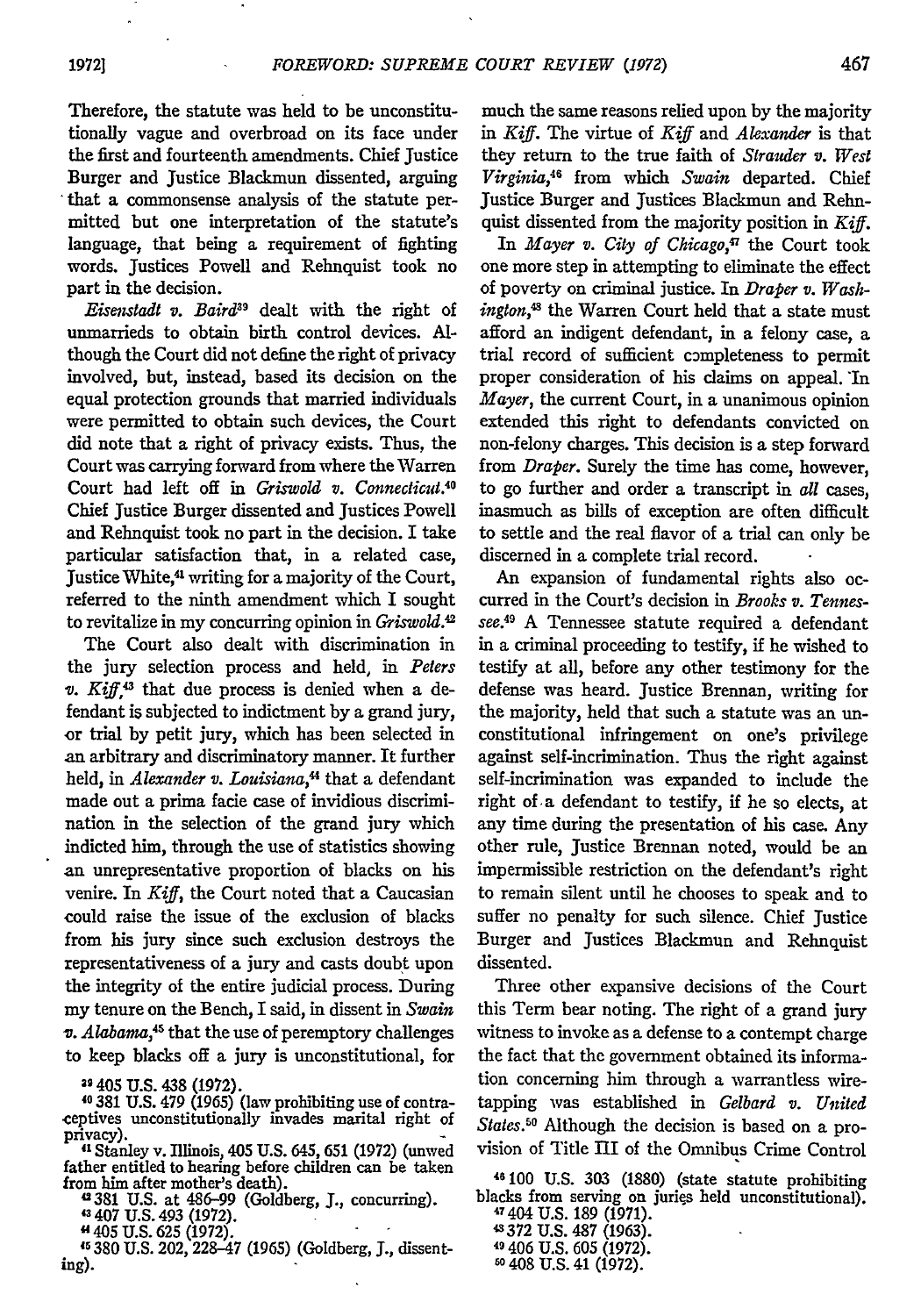Therefore, the statute was held to be unconstitutionally vague and overbroad on its face under the first and fourteenth amendments. Chief Justice Burger and Justice Blackmun dissented, arguing that a commonsense analysis of the statute permitted but one interpretation of the statute's language, that being a requirement of fighting words. Justices Powell and Rehnquist took no part in the decision.

*Eisenstadt v. Baird*[39] dealt with the right of unmarrieds to obtain birth control devices. Although the Court did not define the right of privacy involved, but, instead, based its decision on the equal protection grounds that married individuals were permitted to obtain such devices, the Court did note that a right of privacy exists. Thus, the Court was carrying forward from where the Warren Court had left off in *Griswold v. Connecticut*.[40] Chief Justice Burger dissented and Justices Powell and Rehnquist took no part in the decision. I take particular satisfaction that, in a related case, Justice White,[41] writing for a majority of the Court, referred to the ninth amendment which I sought to revitalize in my concurring opinion in *Griswold*.[42]

The Court also dealt with discrimination in the jury selection process and held, in *Peters v. Kiff*,[43] that due process is denied when a defendant is subjected to indictment by a grand jury, or trial by petit jury, which has been selected in an arbitrary and discriminatory manner. It further held, in *Alexander v. Louisiana*,[44] that a defendant made out a prima facie case of invidious discrimination in the selection of the grand jury which indicted him, through the use of statistics showing an unrepresentative proportion of blacks on his venire. In *Kiff*, the Court noted that a Caucasian could raise the issue of the exclusion of blacks from his jury since such exclusion destroys the representativeness of a jury and casts doubt upon the integrity of the entire judicial process. During my tenure on the Bench, I said, in dissent in *Swain v. Alabama*,[45] that the use of peremptory challenges to keep blacks off a jury is unconstitutional, for much the same reasons relied upon by the majority in *Kiff*. The virtue of *Kiff* and *Alexander* is that they return to the true faith of *Strauder v. West Virginia*,[46] from which *Swain* departed. Chief Justice Burger and Justices Blackmun and Rehnquist dissented from the majority position in *Kiff*.

In *Mayer v. City of Chicago*,[47] the Court took one more step in attempting to eliminate the effect of poverty on criminal justice. In *Draper v. Washington*,[48] the Warren Court held that a state must afford an indigent defendant, in a felony case, a trial record of sufficient completeness to permit proper consideration of his claims on appeal. In *Mayer*, the current Court, in a unanimous opinion extended this right to defendants convicted on non-felony charges. This decision is a step forward from *Draper*. Surely the time has come, however, to go further and order a transcript in *all* cases, inasmuch as bills of exception are often difficult to settle and the real flavor of a trial can only be discerned in a complete trial record.

An expansion of fundamental rights also occurred in the Court's decision in *Brooks v. Tennessee*.[49] A Tennessee statute required a defendant in a criminal proceeding to testify, if he wished to testify at all, before any other testimony for the defense was heard. Justice Brennan, writing for the majority, held that such a statute was an unconstitutional infringement on one's privilege against self-incrimination. Thus the right against self-incrimination was expanded to include the right of a defendant to testify, if he so elects, at any time during the presentation of his case. Any other rule, Justice Brennan noted, would be an impermissible restriction on the defendant's right to remain silent until he chooses to speak and to suffer no penalty for such silence. Chief Justice Burger and Justices Blackmun and Rehnquist dissented.

Three other expansive decisions of the Court this Term bear noting. The right of a grand jury witness to invoke as a defense to a contempt charge the fact that the government obtained its information concerning him through a warrantless wiretapping was established in *Gelbard v. United States*.[50] Although the decision is based on a provision of Title III of the Omnibus Crime Control

---

[39] 405 U.S. 438 (1972).

[40] 381 U.S. 479 (1965) (law prohibiting use of contraceptives unconstitutionally invades marital right of privacy).

[41] Stanley v. Illinois, 405 U.S. 645, 651 (1972) (unwed father entitled to hearing before children can be taken from him after mother's death).

[42] 381 U.S. at 486–99 (Goldberg, J., concurring).

[43] 407 U.S. 493 (1972).

[44] 405 U.S. 625 (1972).

[45] 380 U.S. 202, 228–47 (1965) (Goldberg, J., dissenting).

[46] 100 U.S. 303 (1880) (state statute prohibiting blacks from serving on juries held unconstitutional).

[47] 404 U.S. 189 (1971).

[48] 372 U.S. 487 (1963).

[49] 406 U.S. 605 (1972).

[50] 408 U.S. 41 (1972).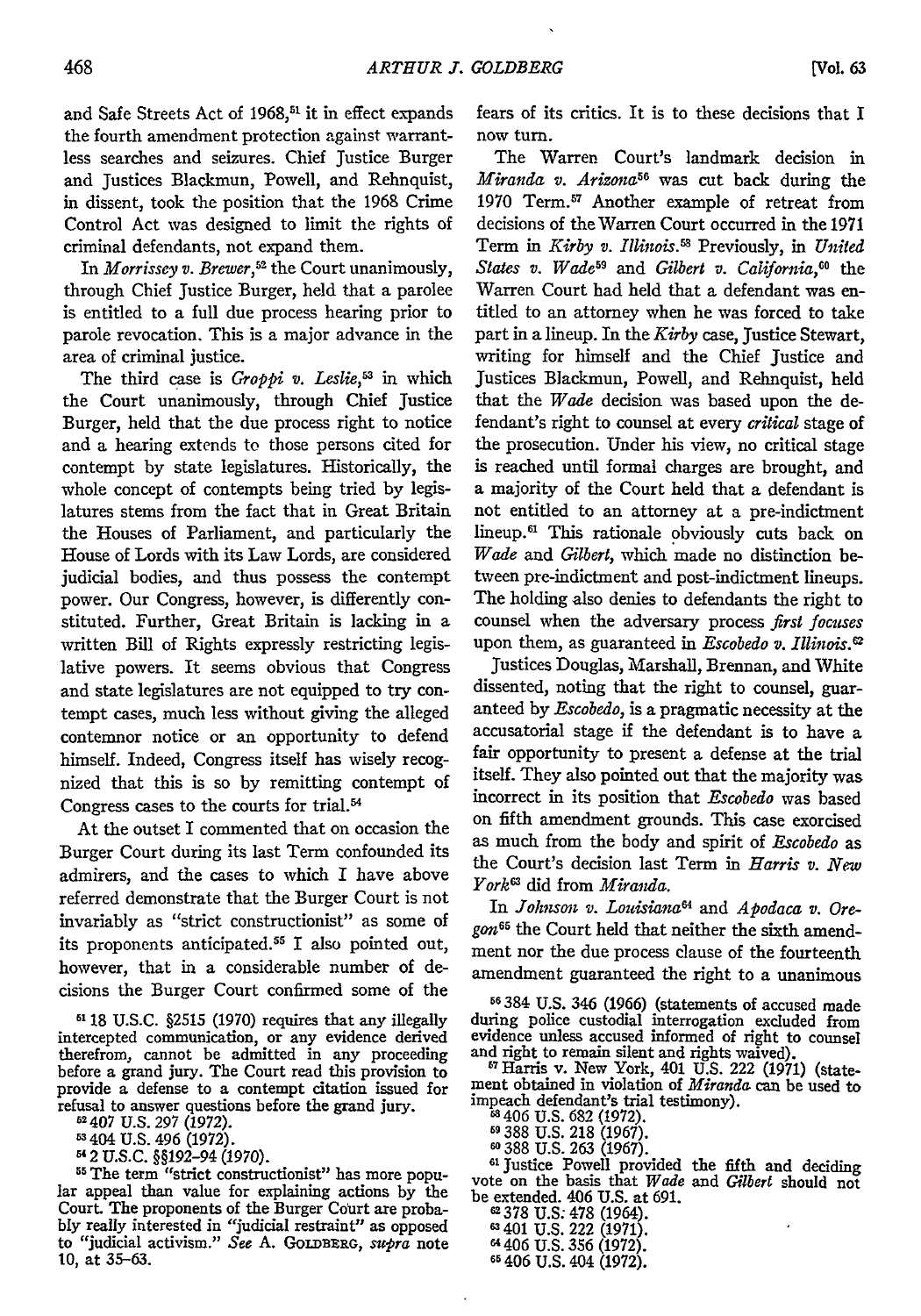and Safe Streets Act of 1968,[51] it in effect expands the fourth amendment protection against warrantless searches and seizures. Chief Justice Burger and Justices Blackmun, Powell, and Rehnquist, in dissent, took the position that the 1968 Crime Control Act was designed to limit the rights of criminal defendants, not expand them.

In *Morrissey v. Brewer*,[52] the Court unanimously, through Chief Justice Burger, held that a parolee is entitled to a full due process hearing prior to parole revocation. This is a major advance in the area of criminal justice.

The third case is *Groppi v. Leslie*,[53] in which the Court unanimously, through Chief Justice Burger, held that the due process right to notice and a hearing extends to those persons cited for contempt by state legislatures. Historically, the whole concept of contempts being tried by legislatures stems from the fact that in Great Britain the Houses of Parliament, and particularly the House of Lords with its Law Lords, are considered judicial bodies, and thus possess the contempt power. Our Congress, however, is differently constituted. Further, Great Britain is lacking in a written Bill of Rights expressly restricting legislative powers. It seems obvious that Congress and state legislatures are not equipped to try contempt cases, much less without giving the alleged contemnor notice or an opportunity to defend himself. Indeed, Congress itself has wisely recognized that this is so by remitting contempt of Congress cases to the courts for trial.[54]

At the outset I commented that on occasion the Burger Court during its last Term confounded its admirers, and the cases to which I have above referred demonstrate that the Burger Court is not invariably as "strict constructionist" as some of its proponents anticipated.[55] I also pointed out, however, that in a considerable number of decisions the Burger Court confirmed some of the fears of its critics. It is to these decisions that I now turn.

The Warren Court's landmark decision in *Miranda v. Arizona*[56] was cut back during the 1970 Term.[57] Another example of retreat from decisions of the Warren Court occurred in the 1971 Term in *Kirby v. Illinois*.[58] Previously, in *United States v. Wade*[59] and *Gilbert v. California*,[60] the Warren Court had held that a defendant was entitled to an attorney when he was forced to take part in a lineup. In the *Kirby* case, Justice Stewart, writing for himself and the Chief Justice and Justices Blackmun, Powell, and Rehnquist, held that the *Wade* decision was based upon the defendant's right to counsel at every *critical* stage of the prosecution. Under his view, no critical stage is reached until formal charges are brought, and a majority of the Court held that a defendant is not entitled to an attorney at a pre-indictment lineup.[61] This rationale obviously cuts back on *Wade* and *Gilbert*, which made no distinction between pre-indictment and post-indictment lineups. The holding also denies to defendants the right to counsel when the adversary process *first focuses* upon them, as guaranteed in *Escobedo v. Illinois*.[62]

Justices Douglas, Marshall, Brennan, and White dissented, noting that the right to counsel, guaranteed by *Escobedo*, is a pragmatic necessity at the accusatorial stage if the defendant is to have a fair opportunity to present a defense at the trial itself. They also pointed out that the majority was incorrect in its position that *Escobedo* was based on fifth amendment grounds. This case exorcised as much from the body and spirit of *Escobedo* as the Court's decision last Term in *Harris v. New York*[63] did from *Miranda*.

In *Johnson v. Louisiana*[64] and *Apodaca v. Oregon*[65] the Court held that neither the sixth amendment nor the due process clause of the fourteenth amendment guaranteed the right to a unanimous

---

[51] 18 U.S.C. §2515 (1970) requires that any illegally intercepted communication, or any evidence derived therefrom, cannot be admitted in any proceeding before a grand jury. The Court read this provision to provide a defense to a contempt citation issued for refusal to answer questions before the grand jury.

[52] 407 U.S. 297 (1972).

[53] 404 U.S. 496 (1972).

[54] 2 U.S.C. §§192-94 (1970).

[55] The term "strict constructionist" has more popular appeal than value for explaining actions by the Court. The proponents of the Burger Court are probably really interested in "judicial restraint" as opposed to "judicial activism." *See* A. GOLDBERG, *supra* note 10, at 35-63.

[56] 384 U.S. 346 (1966) (statements of accused made during police custodial interrogation excluded from evidence unless accused informed of right to counsel and right to remain silent and rights waived).

[57] Harris v. New York, 401 U.S. 222 (1971) (statement obtained in violation of *Miranda* can be used to impeach defendant's trial testimony).

[58] 406 U.S. 682 (1972).

[59] 388 U.S. 218 (1967).

[60] 388 U.S. 263 (1967).

[61] Justice Powell provided the fifth and deciding vote on the basis that *Wade* and *Gilbert* should not be extended. 406 U.S. at 691.

[62] 378 U.S. 478 (1964).

[63] 401 U.S. 222 (1971).

[64] 406 U.S. 356 (1972).

[65] 406 U.S. 404 (1972).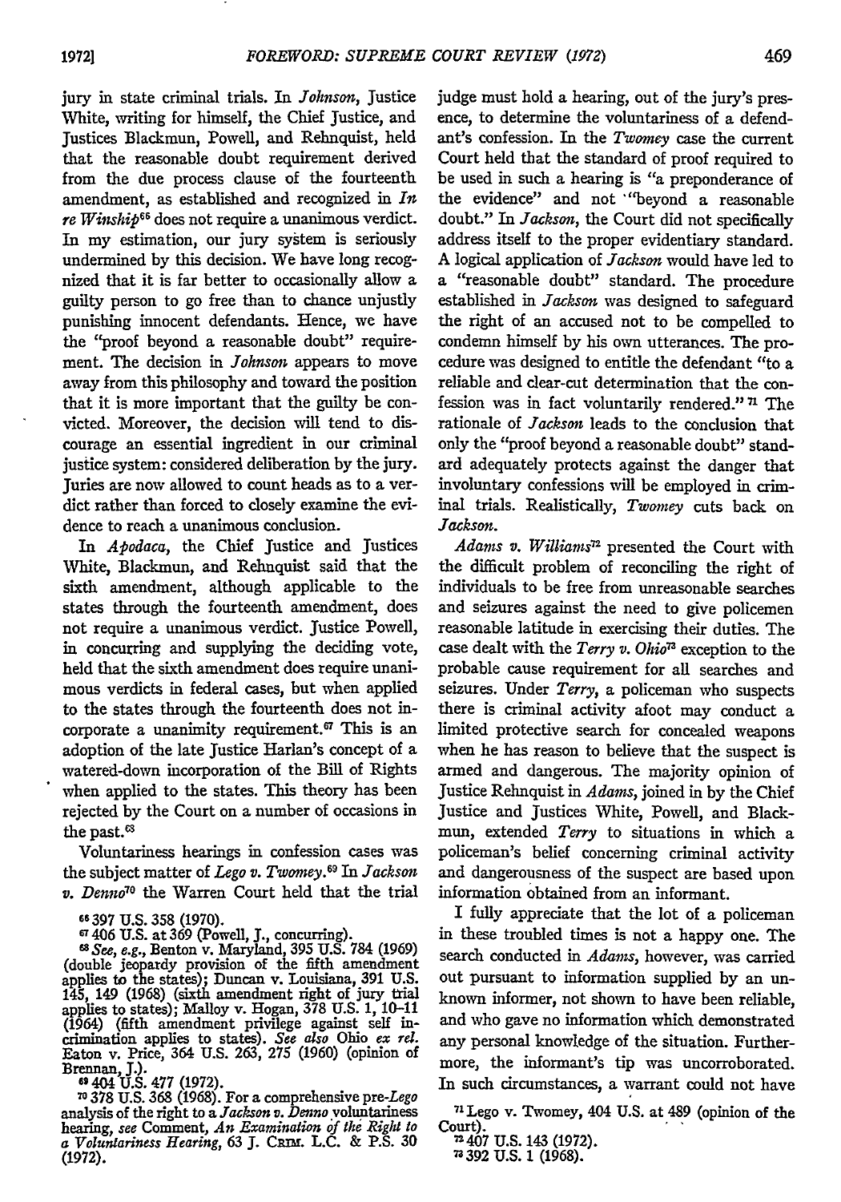jury in state criminal trials. In *Johnson*, Justice White, writing for himself, the Chief Justice, and Justices Blackmun, Powell, and Rehnquist, held that the reasonable doubt requirement derived from the due process clause of the fourteenth amendment, as established and recognized in *In re Winship*[66] does not require a unanimous verdict. In my estimation, our jury system is seriously undermined by this decision. We have long recognized that it is far better to occasionally allow a guilty person to go free than to chance unjustly punishing innocent defendants. Hence, we have the "proof beyond a reasonable doubt" requirement. The decision in *Johnson* appears to move away from this philosophy and toward the position that it is more important that the guilty be convicted. Moreover, the decision will tend to discourage an essential ingredient in our criminal justice system: considered deliberation by the jury. Juries are now allowed to count heads as to a verdict rather than forced to closely examine the evidence to reach a unanimous conclusion.

In *Apodaca*, the Chief Justice and Justices White, Blackmun, and Rehnquist said that the sixth amendment, although applicable to the states through the fourteenth amendment, does not require a unanimous verdict. Justice Powell, in concurring and supplying the deciding vote, held that the sixth amendment does require unanimous verdicts in federal cases, but when applied to the states through the fourteenth does not incorporate a unanimity requirement.[67] This is an adoption of the late Justice Harlan's concept of a watered-down incorporation of the Bill of Rights when applied to the states. This theory has been rejected by the Court on a number of occasions in the past.[68]

Voluntariness hearings in confession cases was the subject matter of *Lego v. Twomey*.[69] In *Jackson v. Denno*[70] the Warren Court held that the trial judge must hold a hearing, out of the jury's presence, to determine the voluntariness of a defendant's confession. In the *Twomey* case the current Court held that the standard of proof required to be used in such a hearing is "a preponderance of the evidence" and not "beyond a reasonable doubt." In *Jackson*, the Court did not specifically address itself to the proper evidentiary standard. A logical application of *Jackson* would have led to a "reasonable doubt" standard. The procedure established in *Jackson* was designed to safeguard the right of an accused not to be compelled to condemn himself by his own utterances. The procedure was designed to entitle the defendant "to a reliable and clear-cut determination that the confession was in fact voluntarily rendered."[71] The rationale of *Jackson* leads to the conclusion that only the "proof beyond a reasonable doubt" standard adequately protects against the danger that involuntary confessions will be employed in criminal trials. Realistically, *Twomey* cuts back on *Jackson*.

*Adams v. Williams*[72] presented the Court with the difficult problem of reconciling the right of individuals to be free from unreasonable searches and seizures against the need to give policemen reasonable latitude in exercising their duties. The case dealt with the *Terry v. Ohio*[73] exception to the probable cause requirement for all searches and seizures. Under *Terry*, a policeman who suspects there is criminal activity afoot may conduct a limited protective search for concealed weapons when he has reason to believe that the suspect is armed and dangerous. The majority opinion of Justice Rehnquist in *Adams*, joined in by the Chief Justice and Justices White, Powell, and Blackmun, extended *Terry* to situations in which a policeman's belief concerning criminal activity and dangerousness of the suspect are based upon information obtained from an informant.

I fully appreciate that the lot of a policeman in these troubled times is not a happy one. The search conducted in *Adams*, however, was carried out pursuant to information supplied by an unknown informer, not shown to have been reliable, and who gave no information which demonstrated any personal knowledge of the situation. Furthermore, the informant's tip was uncorroborated. In such circumstances, a warrant could not have

---

[66] 397 U.S. 358 (1970).

[67] 406 U.S. at 369 (Powell, J., concurring).

[68] *See, e.g.*, Benton v. Maryland, 395 U.S. 784 (1969) (double jeopardy provision of the fifth amendment applies to the states); Duncan v. Louisiana, 391 U.S. 145, 149 (1968) (sixth amendment right of jury trial applies to states); Malloy v. Hogan, 378 U.S. 1, 10–11 (1964) (fifth amendment privilege against self incrimination applies to states). *See also* Ohio *ex rel.* Eaton v. Price, 364 U.S. 263, 275 (1960) (opinion of Brennan, J.).

[69] 404 U.S. 477 (1972).

[70] 378 U.S. 368 (1968). For a comprehensive pre-*Lego* analysis of the right to a *Jackson v. Denno* voluntariness hearing, *see* Comment, *An Examination of the Right to a Voluntariness Hearing*, 63 J. CRIM. L.C. & P.S. 30 (1972).

[71] Lego v. Twomey, 404 U.S. at 489 (opinion of the Court).

[72] 407 U.S. 143 (1972).

[73] 392 U.S. 1 (1968).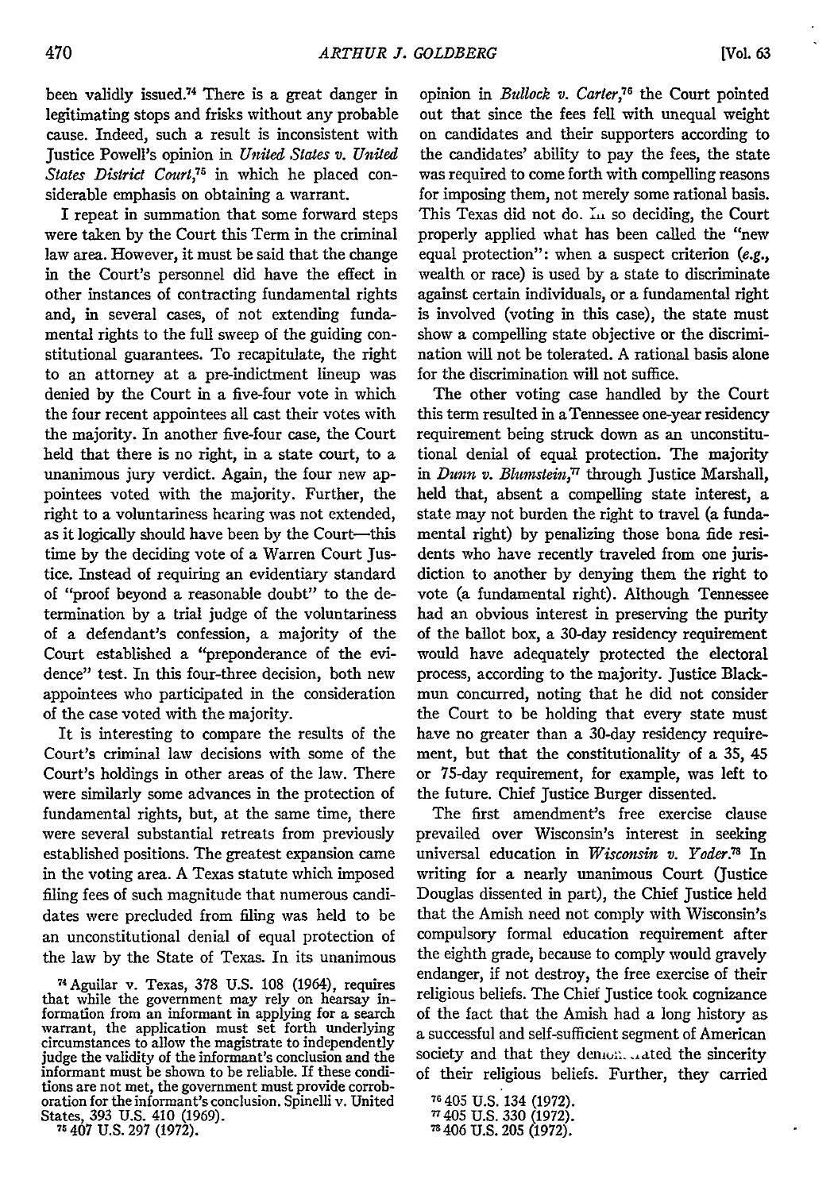been validly issued.[74] There is a great danger in legitimating stops and frisks without any probable cause. Indeed, such a result is inconsistent with Justice Powell's opinion in *United States v. United States District Court*,[75] in which he placed considerable emphasis on obtaining a warrant.

I repeat in summation that some forward steps were taken by the Court this Term in the criminal law area. However, it must be said that the change in the Court's personnel did have the effect in other instances of contracting fundamental rights and, in several cases, of not extending fundamental rights to the full sweep of the guiding constitutional guarantees. To recapitulate, the right to an attorney at a pre-indictment lineup was denied by the Court in a five-four vote in which the four recent appointees all cast their votes with the majority. In another five-four case, the Court held that there is no right, in a state court, to a unanimous jury verdict. Again, the four new appointees voted with the majority. Further, the right to a voluntariness hearing was not extended, as it logically should have been by the Court—this time by the deciding vote of a Warren Court Justice. Instead of requiring an evidentiary standard of "proof beyond a reasonable doubt" to the determination by a trial judge of the voluntariness of a defendant's confession, a majority of the Court established a "preponderance of the evidence" test. In this four-three decision, both new appointees who participated in the consideration of the case voted with the majority.

It is interesting to compare the results of the Court's criminal law decisions with some of the Court's holdings in other areas of the law. There were similarly some advances in the protection of fundamental rights, but, at the same time, there were several substantial retreats from previously established positions. The greatest expansion came in the voting area. A Texas statute which imposed filing fees of such magnitude that numerous candidates were precluded from filing was held to be an unconstitutional denial of equal protection of the law by the State of Texas. In its unanimous opinion in *Bullock v. Carter*,[76] the Court pointed out that since the fees fell with unequal weight on candidates and their supporters according to the candidates' ability to pay the fees, the state was required to come forth with compelling reasons for imposing them, not merely some rational basis. This Texas did not do. In so deciding, the Court properly applied what has been called the "new equal protection": when a suspect criterion (*e.g.*, wealth or race) is used by a state to discriminate against certain individuals, or a fundamental right is involved (voting in this case), the state must show a compelling state objective or the discrimination will not be tolerated. A rational basis alone for the discrimination will not suffice.

The other voting case handled by the Court this term resulted in a Tennessee one-year residency requirement being struck down as an unconstitutional denial of equal protection. The majority in *Dunn v. Blumstein*,[77] through Justice Marshall, held that, absent a compelling state interest, a state may not burden the right to travel (a fundamental right) by penalizing those bona fide residents who have recently traveled from one jurisdiction to another by denying them the right to vote (a fundamental right). Although Tennessee had an obvious interest in preserving the purity of the ballot box, a 30-day residency requirement would have adequately protected the electoral process, according to the majority. Justice Blackmun concurred, noting that he did not consider the Court to be holding that every state must have no greater than a 30-day residency requirement, but that the constitutionality of a 35, 45 or 75-day requirement, for example, was left to the future. Chief Justice Burger dissented.

The first amendment's free exercise clause prevailed over Wisconsin's interest in seeking universal education in *Wisconsin v. Yoder*.[78] In writing for a nearly unanimous Court (Justice Douglas dissented in part), the Chief Justice held that the Amish need not comply with Wisconsin's compulsory formal education requirement after the eighth grade, because to comply would gravely endanger, if not destroy, the free exercise of their religious beliefs. The Chief Justice took cognizance of the fact that the Amish had a long history as a successful and self-sufficient segment of American society and that they demonstrated the sincerity of their religious beliefs. Further, they carried

[74] Aguilar v. Texas, 378 U.S. 108 (1964), requires that while the government may rely on hearsay information from an informant in applying for a search warrant, the application must set forth underlying circumstances to allow the magistrate to independently judge the validity of the informant's conclusion and the informant must be shown to be reliable. If these conditions are not met, the government must provide corroboration for the informant's conclusion. Spinelli v. United States, 393 U.S. 410 (1969).

[75] 407 U.S. 297 (1972).

[76] 405 U.S. 134 (1972).

[77] 405 U.S. 330 (1972).

[78] 406 U.S. 205 (1972).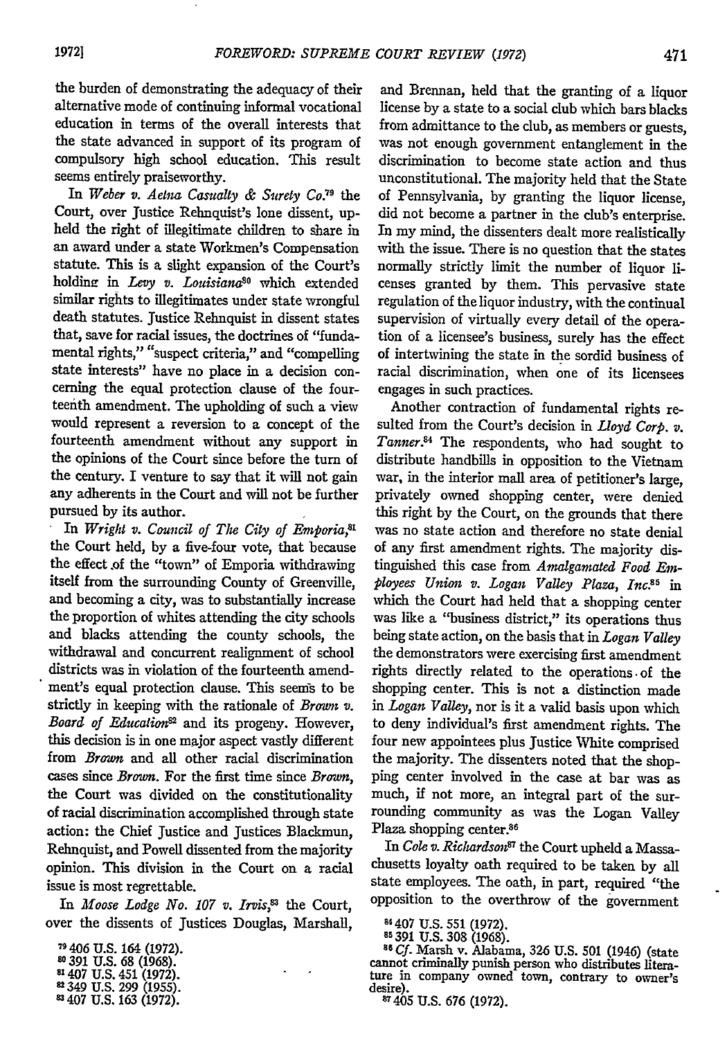the burden of demonstrating the adequacy of their alternative mode of continuing informal vocational education in terms of the overall interests that the state advanced in support of its program of compulsory high school education. This result seems entirely praiseworthy.

In *Weber v. Aetna Casualty & Surety Co.*[79] the Court, over Justice Rehnquist's lone dissent, upheld the right of illegitimate children to share in an award under a state Workmen's Compensation statute. This is a slight expansion of the Court's holding in *Levy v. Louisiana*[80] which extended similar rights to illegitimates under state wrongful death statutes. Justice Rehnquist in dissent states that, save for racial issues, the doctrines of "fundamental rights," "suspect criteria," and "compelling state interests" have no place in a decision concerning the equal protection clause of the fourteenth amendment. The upholding of such a view would represent a reversion to a concept of the fourteenth amendment without any support in the opinions of the Court since before the turn of the century. I venture to say that it will not gain any adherents in the Court and will not be further pursued by its author.

In *Wright v. Council of The City of Emporia*,[81] the Court held, by a five-four vote, that because the effect of the "town" of Emporia withdrawing itself from the surrounding County of Greenville, and becoming a city, was to substantially increase the proportion of whites attending the city schools and blacks attending the county schools, the withdrawal and concurrent realignment of school districts was in violation of the fourteenth amendment's equal protection clause. This seems to be strictly in keeping with the rationale of *Brown v. Board of Education*[82] and its progeny. However, this decision is in one major aspect vastly different from *Brown* and all other racial discrimination cases since *Brown*. For the first time since *Brown*, the Court was divided on the constitutionality of racial discrimination accomplished through state action: the Chief Justice and Justices Blackmun, Rehnquist, and Powell dissented from the majority opinion. This division in the Court on a racial issue is most regrettable.

In *Moose Lodge No. 107 v. Irvis*,[83] the Court, over the dissents of Justices Douglas, Marshall, and Brennan, held that the granting of a liquor license by a state to a social club which bars blacks from admittance to the club, as members or guests, was not enough government entanglement in the discrimination to become state action and thus unconstitutional. The majority held that the State of Pennsylvania, by granting the liquor license, did not become a partner in the club's enterprise. In my mind, the dissenters dealt more realistically with the issue. There is no question that the states normally strictly limit the number of liquor licenses granted by them. This pervasive state regulation of the liquor industry, with the continual supervision of virtually every detail of the operation of a licensee's business, surely has the effect of intertwining the state in the sordid business of racial discrimination, when one of its licensees engages in such practices.

Another contraction of fundamental rights resulted from the Court's decision in *Lloyd Corp. v. Tanner*.[84] The respondents, who had sought to distribute handbills in opposition to the Vietnam war, in the interior mall area of petitioner's large, privately owned shopping center, were denied this right by the Court, on the grounds that there was no state action and therefore no state denial of any first amendment rights. The majority distinguished this case from *Amalgamated Food Employees Union v. Logan Valley Plaza, Inc.*[85] in which the Court had held that a shopping center was like a "business district," its operations thus being state action, on the basis that in *Logan Valley* the demonstrators were exercising first amendment rights directly related to the operations of the shopping center. This is not a distinction made in *Logan Valley*, nor is it a valid basis upon which to deny individual's first amendment rights. The four new appointees plus Justice White comprised the majority. The dissenters noted that the shopping center involved in the case at bar was as much, if not more, an integral part of the surrounding community as was the Logan Valley Plaza shopping center.[86]

In *Cole v. Richardson*[87] the Court upheld a Massachusetts loyalty oath required to be taken by all state employees. The oath, in part, required "the opposition to the overthrow of the government

[79] 406 U.S. 164 (1972).
[80] 391 U.S. 68 (1968).
[81] 407 U.S. 451 (1972).
[82] 349 U.S. 299 (1955).
[83] 407 U.S. 163 (1972).
[84] 407 U.S. 551 (1972).
[85] 391 U.S. 308 (1968).
[86] *Cf.* Marsh v. Alabama, 326 U.S. 501 (1946) (state cannot criminally punish person who distributes literature in company owned town, contrary to owner's desire).
[87] 405 U.S. 676 (1972).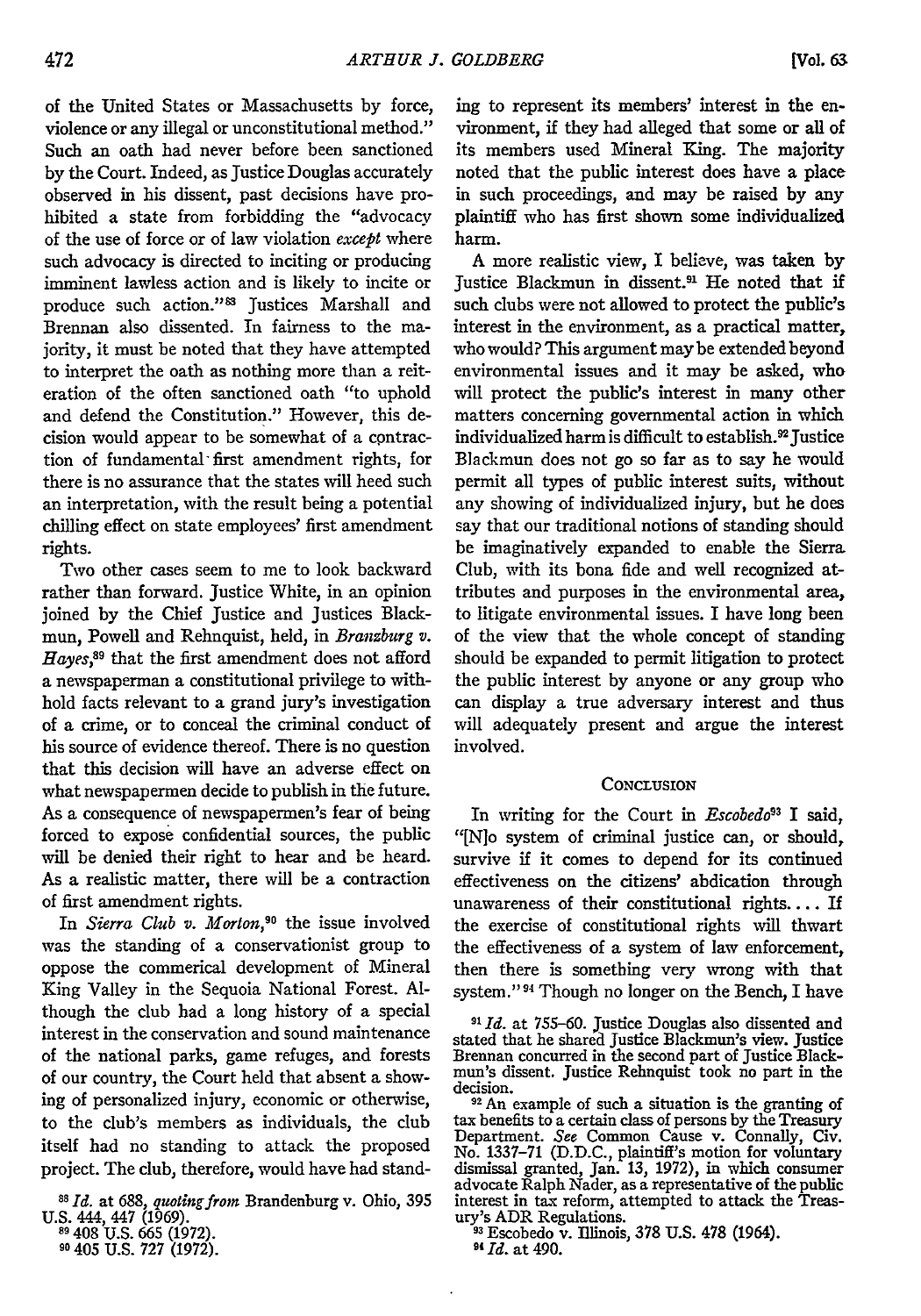of the United States or Massachusetts by force, violence or any illegal or unconstitutional method." Such an oath had never before been sanctioned by the Court. Indeed, as Justice Douglas accurately observed in his dissent, past decisions have prohibited a state from forbidding the "advocacy of the use of force or of law violation *except* where such advocacy is directed to inciting or producing imminent lawless action and is likely to incite or produce such action."[88] Justices Marshall and Brennan also dissented. In fairness to the majority, it must be noted that they have attempted to interpret the oath as nothing more than a reiteration of the often sanctioned oath "to uphold and defend the Constitution." However, this decision would appear to be somewhat of a contraction of fundamental first amendment rights, for there is no assurance that the states will heed such an interpretation, with the result being a potential chilling effect on state employees' first amendment rights.

Two other cases seem to me to look backward rather than forward. Justice White, in an opinion joined by the Chief Justice and Justices Blackmun, Powell and Rehnquist, held, in *Branzburg v. Hayes*,[89] that the first amendment does not afford a newspaperman a constitutional privilege to withhold facts relevant to a grand jury's investigation of a crime, or to conceal the criminal conduct of his source of evidence thereof. There is no question that this decision will have an adverse effect on what newspapermen decide to publish in the future. As a consequence of newspapermen's fear of being forced to expose confidential sources, the public will be denied their right to hear and be heard. As a realistic matter, there will be a contraction of first amendment rights.

In *Sierra Club v. Morton*,[90] the issue involved was the standing of a conservationist group to oppose the commerical development of Mineral King Valley in the Sequoia National Forest. Although the club had a long history of a special interest in the conservation and sound maintenance of the national parks, game refuges, and forests of our country, the Court held that absent a showing of personalized injury, economic or otherwise, to the club's members as individuals, the club itself had no standing to attack the proposed project. The club, therefore, would have had standing to represent its members' interest in the environment, if they had alleged that some or all of its members used Mineral King. The majority noted that the public interest does have a place in such proceedings, and may be raised by any plaintiff who has first shown some individualized harm.

A more realistic view, I believe, was taken by Justice Blackmun in dissent.[91] He noted that if such clubs were not allowed to protect the public's interest in the environment, as a practical matter, who would? This argument may be extended beyond environmental issues and it may be asked, who will protect the public's interest in many other matters concerning governmental action in which individualized harm is difficult to establish.[92] Justice Blackmun does not go so far as to say he would permit all types of public interest suits, without any showing of individualized injury, but he does say that our traditional notions of standing should be imaginatively expanded to enable the Sierra Club, with its bona fide and well recognized attributes and purposes in the environmental area, to litigate environmental issues. I have long been of the view that the whole concept of standing should be expanded to permit litigation to protect the public interest by anyone or any group who can display a true adversary interest and thus will adequately present and argue the interest involved.

## CONCLUSION

In writing for the Court in *Escobedo*[93] I said, "[N]o system of criminal justice can, or should, survive if it comes to depend for its continued effectiveness on the citizens' abdication through unawareness of their constitutional rights. ... If the exercise of constitutional rights will thwart the effectiveness of a system of law enforcement, then there is something very wrong with that system."[94] Though no longer on the Bench, I have

---

[88] *Id.* at 688, *quoting from* Brandenburg v. Ohio, 395 U.S. 444, 447 (1969).

[89] 408 U.S. 665 (1972).

[90] 405 U.S. 727 (1972).

[91] *Id.* at 755–60. Justice Douglas also dissented and stated that he shared Justice Blackmun's view. Justice Brennan concurred in the second part of Justice Blackmun's dissent. Justice Rehnquist took no part in the decision.

[92] An example of such a situation is the granting of tax benefits to a certain class of persons by the Treasury Department. *See* Common Cause v. Connally, Civ. No. 1337–71 (D.D.C., plaintiff's motion for voluntary dismissal granted, Jan. 13, 1972), in which consumer advocate Ralph Nader, as a representative of the public interest in tax reform, attempted to attack the Treasury's ADR Regulations.

[93] Escobedo v. Illinois, 378 U.S. 478 (1964).

[94] *Id.* at 490.